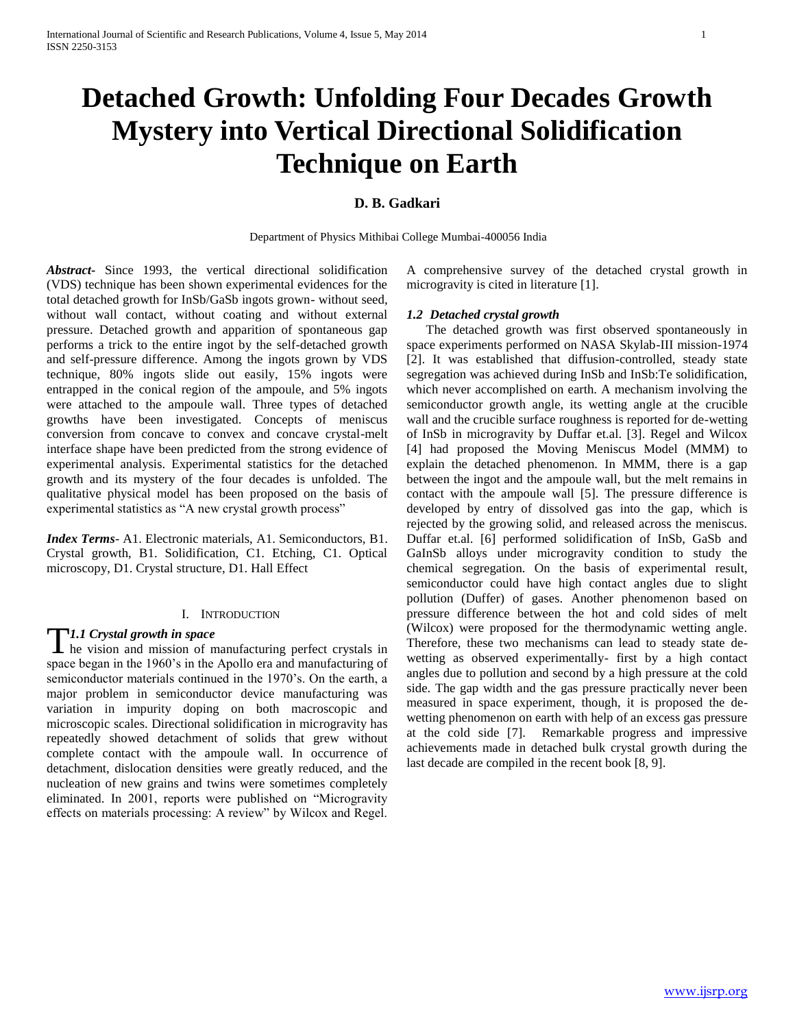# Detached Growth: Unfolding Four Decades Growth Mystery into Vertical Directional Solidification Technique on Earth

**D. B. Gadkari**

Department of Physics Mithibai College Mumbai-400056 India

***Abstract-*** Since 1993, the vertical directional solidification (VDS) technique has been shown experimental evidences for the total detached growth for InSb/GaSb ingots grown- without seed, without wall contact, without coating and without external pressure. Detached growth and apparition of spontaneous gap performs a trick to the entire ingot by the self-detached growth and self-pressure difference. Among the ingots grown by VDS technique, 80% ingots slide out easily, 15% ingots were entrapped in the conical region of the ampoule, and 5% ingots were attached to the ampoule wall. Three types of detached growths have been investigated. Concepts of meniscus conversion from concave to convex and concave crystal-melt interface shape have been predicted from the strong evidence of experimental analysis. Experimental statistics for the detached growth and its mystery of the four decades is unfolded. The qualitative physical model has been proposed on the basis of experimental statistics as "A new crystal growth process"

***Index Terms*-** A1. Electronic materials, A1. Semiconductors, B1. Crystal growth, B1. Solidification, C1. Etching, C1. Optical microscopy, D1. Crystal structure, D1. Hall Effect

## I. Introduction

### *1.1 Crystal growth in space*

The vision and mission of manufacturing perfect crystals in space began in the 1960's in the Apollo era and manufacturing of semiconductor materials continued in the 1970's. On the earth, a major problem in semiconductor device manufacturing was variation in impurity doping on both macroscopic and microscopic scales. Directional solidification in microgravity has repeatedly showed detachment of solids that grew without complete contact with the ampoule wall. In occurrence of detachment, dislocation densities were greatly reduced, and the nucleation of new grains and twins were sometimes completely eliminated. In 2001, reports were published on "Microgravity effects on materials processing: A review" by Wilcox and Regel. A comprehensive survey of the detached crystal growth in microgravity is cited in literature [1].

### *1.2 Detached crystal growth*

The detached growth was first observed spontaneously in space experiments performed on NASA Skylab-III mission-1974 [2]. It was established that diffusion-controlled, steady state segregation was achieved during InSb and InSb:Te solidification, which never accomplished on earth. A mechanism involving the semiconductor growth angle, its wetting angle at the crucible wall and the crucible surface roughness is reported for de-wetting of InSb in microgravity by Duffar et.al. [3]. Regel and Wilcox [4] had proposed the Moving Meniscus Model (MMM) to explain the detached phenomenon. In MMM, there is a gap between the ingot and the ampoule wall, but the melt remains in contact with the ampoule wall [5]. The pressure difference is developed by entry of dissolved gas into the gap, which is rejected by the growing solid, and released across the meniscus. Duffar et.al. [6] performed solidification of InSb, GaSb and GaInSb alloys under microgravity condition to study the chemical segregation. On the basis of experimental result, semiconductor could have high contact angles due to slight pollution (Duffer) of gases. Another phenomenon based on pressure difference between the hot and cold sides of melt (Wilcox) were proposed for the thermodynamic wetting angle. Therefore, these two mechanisms can lead to steady state de-wetting as observed experimentally- first by a high contact angles due to pollution and second by a high pressure at the cold side. The gap width and the gas pressure practically never been measured in space experiment, though, it is proposed the de-wetting phenomenon on earth with help of an excess gas pressure at the cold side [7]. Remarkable progress and impressive achievements made in detached bulk crystal growth during the last decade are compiled in the recent book [8, 9].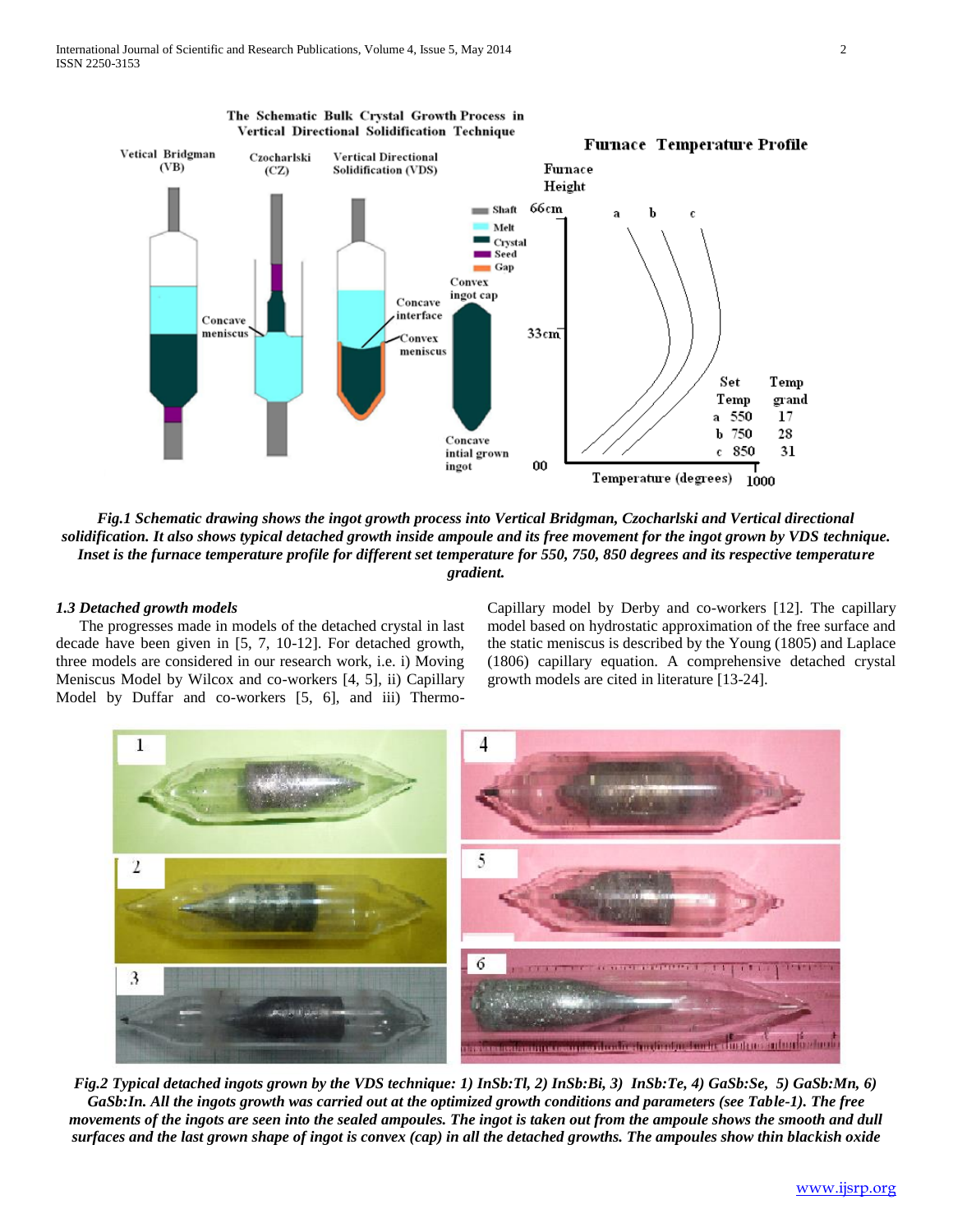*Fig.1 Schematic drawing shows the ingot growth process into Vertical Bridgman, Czocharlski and Vertical directional solidification. It also shows typical detached growth inside ampoule and its free movement for the ingot grown by VDS technique. Inset is the furnace temperature profile for different set temperature for 550, 750, 850 degrees and its respective temperature gradient.*

### *1.3 Detached growth models*

The progresses made in models of the detached crystal in last decade have been given in [5, 7, 10-12]. For detached growth, three models are considered in our research work, i.e. i) Moving Meniscus Model by Wilcox and co-workers [4, 5], ii) Capillary Model by Duffar and co-workers [5, 6], and iii) Thermo-Capillary model by Derby and co-workers [12]. The capillary model based on hydrostatic approximation of the free surface and the static meniscus is described by the Young (1805) and Laplace (1806) capillary equation. A comprehensive detached crystal growth models are cited in literature [13-24].

*Fig.2 Typical detached ingots grown by the VDS technique: 1) InSb:Tl, 2) InSb:Bi, 3) InSb:Te, 4) GaSb:Se, 5) GaSb:Mn, 6) GaSb:In. All the ingots growth was carried out at the optimized growth conditions and parameters (see Table-1). The free movements of the ingots are seen into the sealed ampoules. The ingot is taken out from the ampoule shows the smooth and dull surfaces and the last grown shape of ingot is convex (cap) in all the detached growths. The ampoules show thin blackish oxide*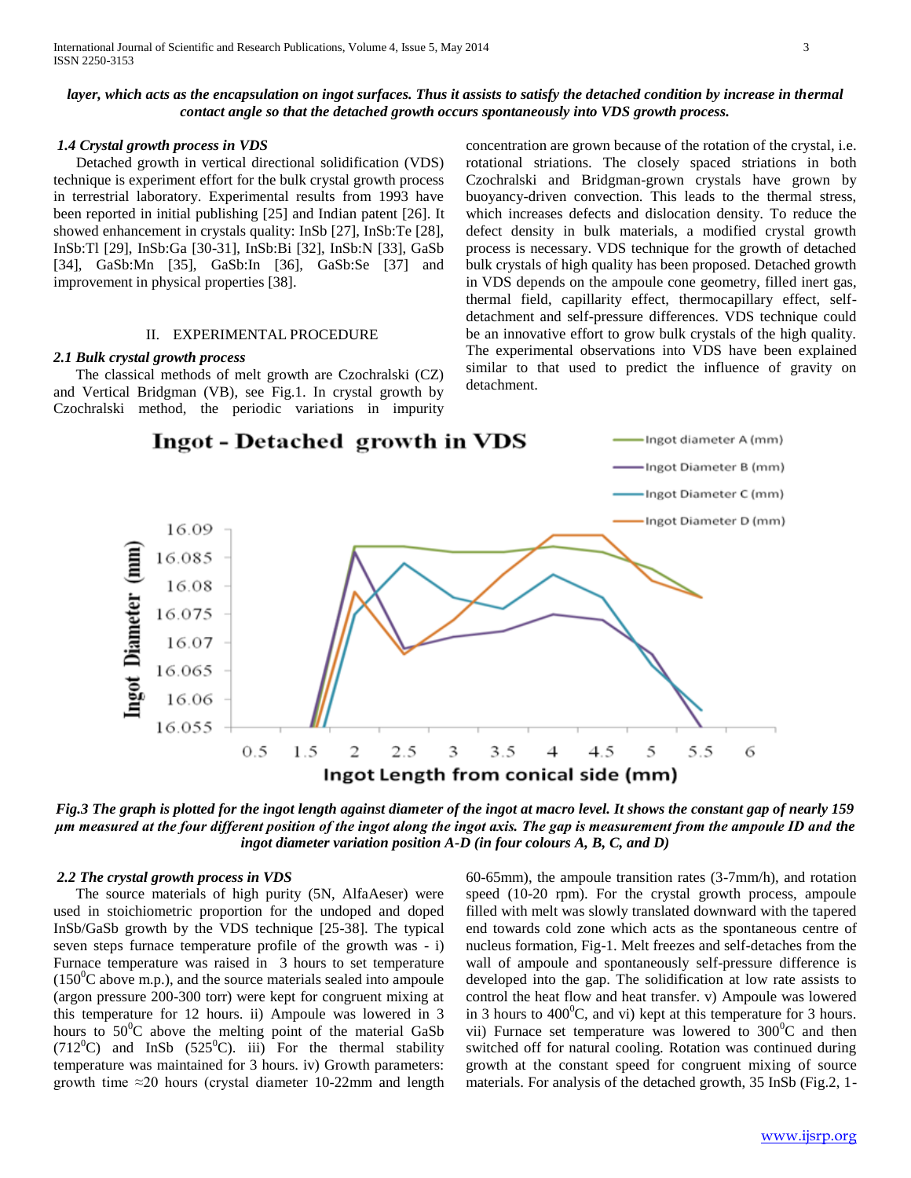***layer, which acts as the encapsulation on ingot surfaces. Thus it assists to satisfy the detached condition by increase in thermal contact angle so that the detached growth occurs spontaneously into VDS growth process.***

### *1.4 Crystal growth process in VDS*

Detached growth in vertical directional solidification (VDS) technique is experiment effort for the bulk crystal growth process in terrestrial laboratory. Experimental results from 1993 have been reported in initial publishing [25] and Indian patent [26]. It showed enhancement in crystals quality: InSb [27], InSb:Te [28], InSb:Tl [29], InSb:Ga [30-31], InSb:Bi [32], InSb:N [33], GaSb [34], GaSb:Mn [35], GaSb:In [36], GaSb:Se [37] and improvement in physical properties [38].

## II. EXPERIMENTAL PROCEDURE

### *2.1 Bulk crystal growth process*

The classical methods of melt growth are Czochralski (CZ) and Vertical Bridgman (VB), see Fig.1. In crystal growth by Czochralski method, the periodic variations in impurity concentration are grown because of the rotation of the crystal, i.e. rotational striations. The closely spaced striations in both Czochralski and Bridgman-grown crystals have grown by buoyancy-driven convection. This leads to the thermal stress, which increases defects and dislocation density. To reduce the defect density in bulk materials, a modified crystal growth process is necessary. VDS technique for the growth of detached bulk crystals of high quality has been proposed. Detached growth in VDS depends on the ampoule cone geometry, filled inert gas, thermal field, capillarity effect, thermocapillary effect, self-detachment and self-pressure differences. VDS technique could be an innovative effort to grow bulk crystals of the high quality. The experimental observations into VDS have been explained similar to that used to predict the influence of gravity on detachment.

***Fig.3 The graph is plotted for the ingot length against diameter of the ingot at macro level. It shows the constant gap of nearly 159 µm measured at the four different position of the ingot along the ingot axis. The gap is measurement from the ampoule ID and the ingot diameter variation position A-D (in four colours A, B, C, and D)***

### *2.2 The crystal growth process in VDS*

The source materials of high purity (5N, AlfaAeser) were used in stoichiometric proportion for the undoped and doped InSb/GaSb growth by the VDS technique [25-38]. The typical seven steps furnace temperature profile of the growth was - i) Furnace temperature was raised in 3 hours to set temperature ($150^0$C above m.p.), and the source materials sealed into ampoule (argon pressure 200-300 torr) were kept for congruent mixing at this temperature for 12 hours. ii) Ampoule was lowered in 3 hours to $50^0$C above the melting point of the material GaSb ($712^0$C) and InSb ($525^0$C). iii) For the thermal stability temperature was maintained for 3 hours. iv) Growth parameters: growth time ≈20 hours (crystal diameter 10-22mm and length 60-65mm), the ampoule transition rates (3-7mm/h), and rotation speed (10-20 rpm). For the crystal growth process, ampoule filled with melt was slowly translated downward with the tapered end towards cold zone which acts as the spontaneous centre of nucleus formation, Fig-1. Melt freezes and self-detaches from the wall of ampoule and spontaneously self-pressure difference is developed into the gap. The solidification at low rate assists to control the heat flow and heat transfer. v) Ampoule was lowered in 3 hours to $400^0$C, and vi) kept at this temperature for 3 hours. vii) Furnace set temperature was lowered to $300^0$C and then switched off for natural cooling. Rotation was continued during growth at the constant speed for congruent mixing of source materials. For analysis of the detached growth, 35 InSb (Fig.2, 1-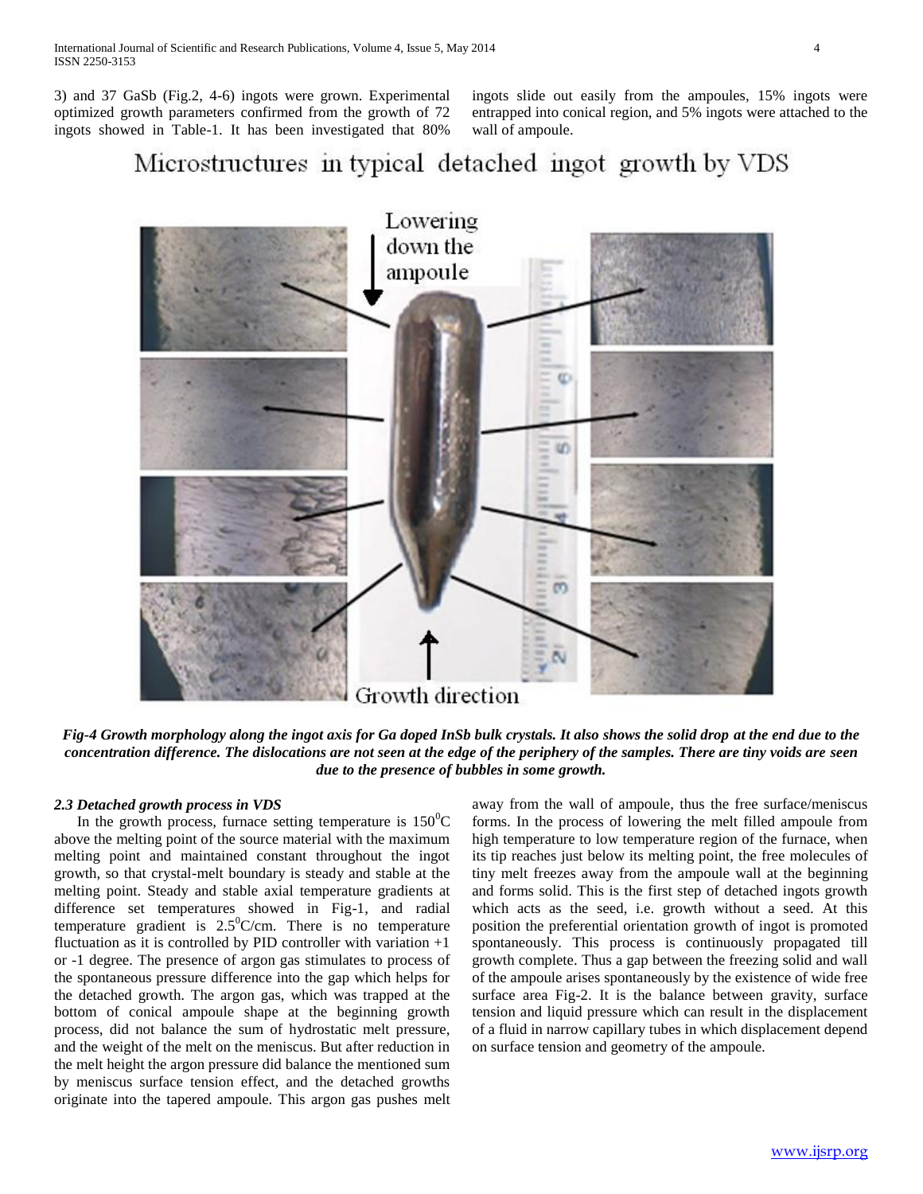3) and 37 GaSb (Fig.2, 4-6) ingots were grown. Experimental optimized growth parameters confirmed from the growth of 72 ingots showed in Table-1. It has been investigated that 80% ingots slide out easily from the ampoules, 15% ingots were entrapped into conical region, and 5% ingots were attached to the wall of ampoule.

*Fig-4 Growth morphology along the ingot axis for Ga doped InSb bulk crystals. It also shows the solid drop at the end due to the concentration difference. The dislocations are not seen at the edge of the periphery of the samples. There are tiny voids are seen due to the presence of bubbles in some growth.*

### *2.3 Detached growth process in VDS*

In the growth process, furnace setting temperature is $150^0$C above the melting point of the source material with the maximum melting point and maintained constant throughout the ingot growth, so that crystal-melt boundary is steady and stable at the melting point. Steady and stable axial temperature gradients at difference set temperatures showed in Fig-1, and radial temperature gradient is $2.5^0$C/cm. There is no temperature fluctuation as it is controlled by PID controller with variation +1 or -1 degree. The presence of argon gas stimulates to process of the spontaneous pressure difference into the gap which helps for the detached growth. The argon gas, which was trapped at the bottom of conical ampoule shape at the beginning growth process, did not balance the sum of hydrostatic melt pressure, and the weight of the melt on the meniscus. But after reduction in the melt height the argon pressure did balance the mentioned sum by meniscus surface tension effect, and the detached growths originate into the tapered ampoule. This argon gas pushes melt away from the wall of ampoule, thus the free surface/meniscus forms. In the process of lowering the melt filled ampoule from high temperature to low temperature region of the furnace, when its tip reaches just below its melting point, the free molecules of tiny melt freezes away from the ampoule wall at the beginning and forms solid. This is the first step of detached ingots growth which acts as the seed, i.e. growth without a seed. At this position the preferential orientation growth of ingot is promoted spontaneously. This process is continuously propagated till growth complete. Thus a gap between the freezing solid and wall of the ampoule arises spontaneously by the existence of wide free surface area Fig-2. It is the balance between gravity, surface tension and liquid pressure which can result in the displacement of a fluid in narrow capillary tubes in which displacement depend on surface tension and geometry of the ampoule.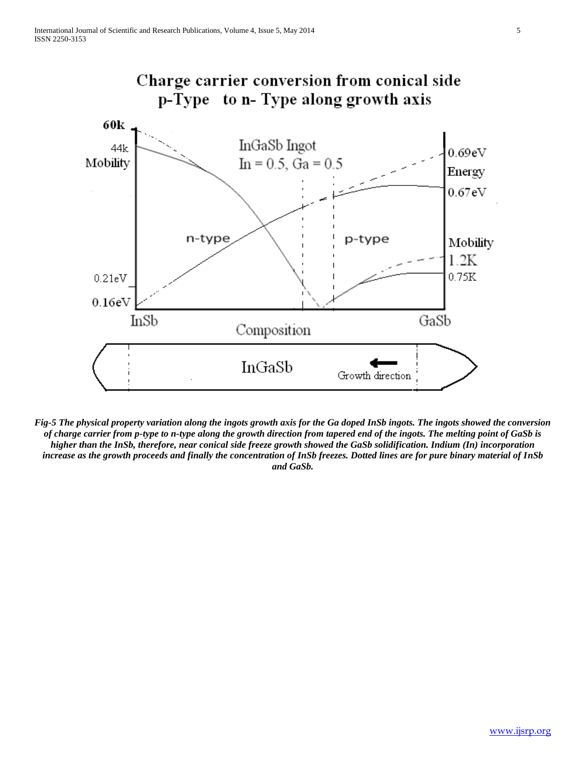Charge carrier conversion from conical side p-Type to n- Type along growth axis

*Fig-5 The physical property variation along the ingots growth axis for the Ga doped InSb ingots. The ingots showed the conversion of charge carrier from p-type to n-type along the growth direction from tapered end of the ingots. The melting point of GaSb is higher than the InSb, therefore, near conical side freeze growth showed the GaSb solidification. Indium (In) incorporation increase as the growth proceeds and finally the concentration of InSb freezes. Dotted lines are for pure binary material of InSb and GaSb.*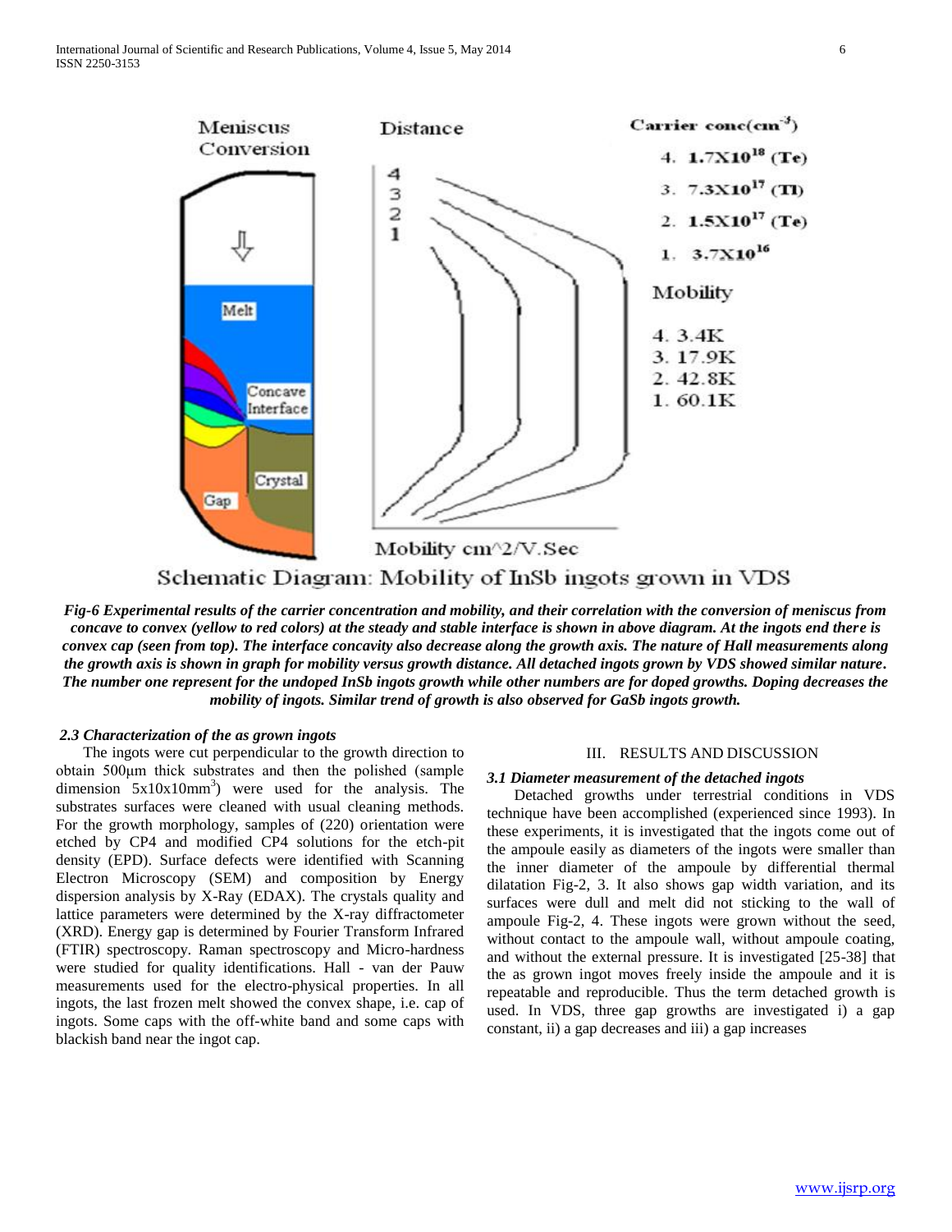Meniscus Conversion

Distance

Carrier conc($cm^{-3}$)

4. $1.7X10^{18}$ (Te)
3. $7.3X10^{17}$ (Tl)
2. $1.5X10^{17}$ (Te)
1. $3.7X10^{16}$

Mobility

4. 3.4K
3. 17.9K
2. 42.8K
1. 60.1K

Melt

Concave Interface

Crystal

Gap

Mobility cm^2/V.Sec

Schematic Diagram: Mobility of InSb ingots grown in VDS

***Fig-6 Experimental results of the carrier concentration and mobility, and their correlation with the conversion of meniscus from concave to convex (yellow to red colors) at the steady and stable interface is shown in above diagram. At the ingots end there is convex cap (seen from top). The interface concavity also decrease along the growth axis. The nature of Hall measurements along the growth axis is shown in graph for mobility versus growth distance. All detached ingots grown by VDS showed similar nature. The number one represent for the undoped InSb ingots growth while other numbers are for doped growths. Doping decreases the mobility of ingots. Similar trend of growth is also observed for GaSb ingots growth.***

### *2.3 Characterization of the as grown ingots*

The ingots were cut perpendicular to the growth direction to obtain 500μm thick substrates and then the polished (sample dimension $5x10x10mm^3$) were used for the analysis. The substrates surfaces were cleaned with usual cleaning methods. For the growth morphology, samples of (220) orientation were etched by CP4 and modified CP4 solutions for the etch-pit density (EPD). Surface defects were identified with Scanning Electron Microscopy (SEM) and composition by Energy dispersion analysis by X-Ray (EDAX). The crystals quality and lattice parameters were determined by the X-ray diffractometer (XRD). Energy gap is determined by Fourier Transform Infrared (FTIR) spectroscopy. Raman spectroscopy and Micro-hardness were studied for quality identifications. Hall - van der Pauw measurements used for the electro-physical properties. In all ingots, the last frozen melt showed the convex shape, i.e. cap of ingots. Some caps with the off-white band and some caps with blackish band near the ingot cap.

## III. RESULTS AND DISCUSSION

### *3.1 Diameter measurement of the detached ingots*

Detached growths under terrestrial conditions in VDS technique have been accomplished (experienced since 1993). In these experiments, it is investigated that the ingots come out of the ampoule easily as diameters of the ingots were smaller than the inner diameter of the ampoule by differential thermal dilatation Fig-2, 3. It also shows gap width variation, and its surfaces were dull and melt did not sticking to the wall of ampoule Fig-2, 4. These ingots were grown without the seed, without contact to the ampoule wall, without ampoule coating, and without the external pressure. It is investigated [25-38] that the as grown ingot moves freely inside the ampoule and it is repeatable and reproducible. Thus the term detached growth is used. In VDS, three gap growths are investigated i) a gap constant, ii) a gap decreases and iii) a gap increases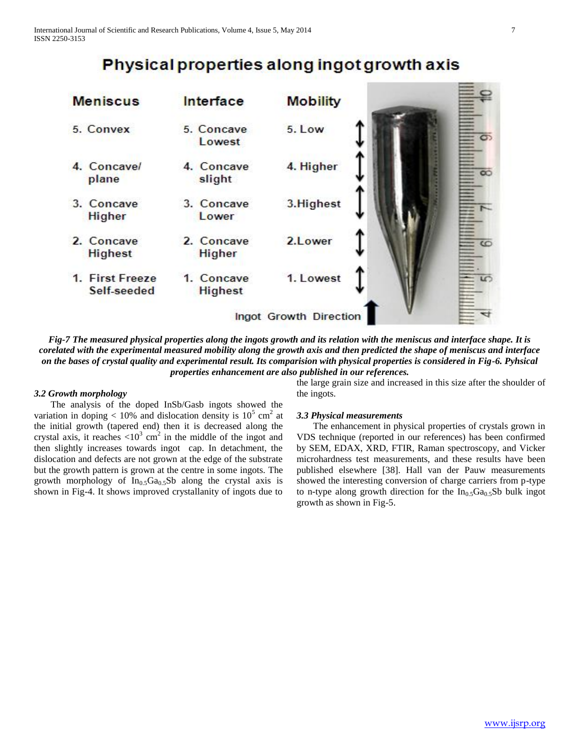## Physical properties along ingot growth axis

| Meniscus | Interface | Mobility |
| --- | --- | --- |
| 5. Convex | 5. Concave Lowest | 5. Low |
| 4. Concave/ plane | 4. Concave slight | 4. Higher |
| 3. Concave Higher | 3. Concave Lower | 3.Highest |
| 2. Concave Highest | 2. Concave Higher | 2.Lower |
| 1. First Freeze Self-seeded | 1. Concave Highest | 1. Lowest |

Ingot Growth Direction

***Fig-7 The measured physical properties along the ingots growth and its relation with the meniscus and interface shape. It is corelated with the experimental measured mobility along the growth axis and then predicted the shape of meniscus and interface on the bases of crystal quality and experimental result. Its comparision with physical properties is considered in Fig-6. Pyhsical properties enhancement are also published in our references.***

### *3.2 Growth morphology*

The analysis of the doped InSb/Gasb ingots showed the variation in doping < 10% and dislocation density is $10^5$ $cm^2$ at the initial growth (tapered end) then it is decreased along the crystal axis, it reaches $<10^3$ $cm^2$ in the middle of the ingot and then slightly increases towards ingot cap. In detachment, the dislocation and defects are not grown at the edge of the substrate but the growth pattern is grown at the centre in some ingots. The growth morphology of $In_{0.5}Ga_{0.5}Sb$ along the crystal axis is shown in Fig-4. It shows improved crystallanity of ingots due to the large grain size and increased in this size after the shoulder of the ingots.

### *3.3 Physical measurements*

The enhancement in physical properties of crystals grown in VDS technique (reported in our references) has been confirmed by SEM, EDAX, XRD, FTIR, Raman spectroscopy, and Vicker microhardness test measurements, and these results have been published elsewhere [38]. Hall van der Pauw measurements showed the interesting conversion of charge carriers from p-type to n-type along growth direction for the $In_{0.5}Ga_{0.5}Sb$ bulk ingot growth as shown in Fig-5.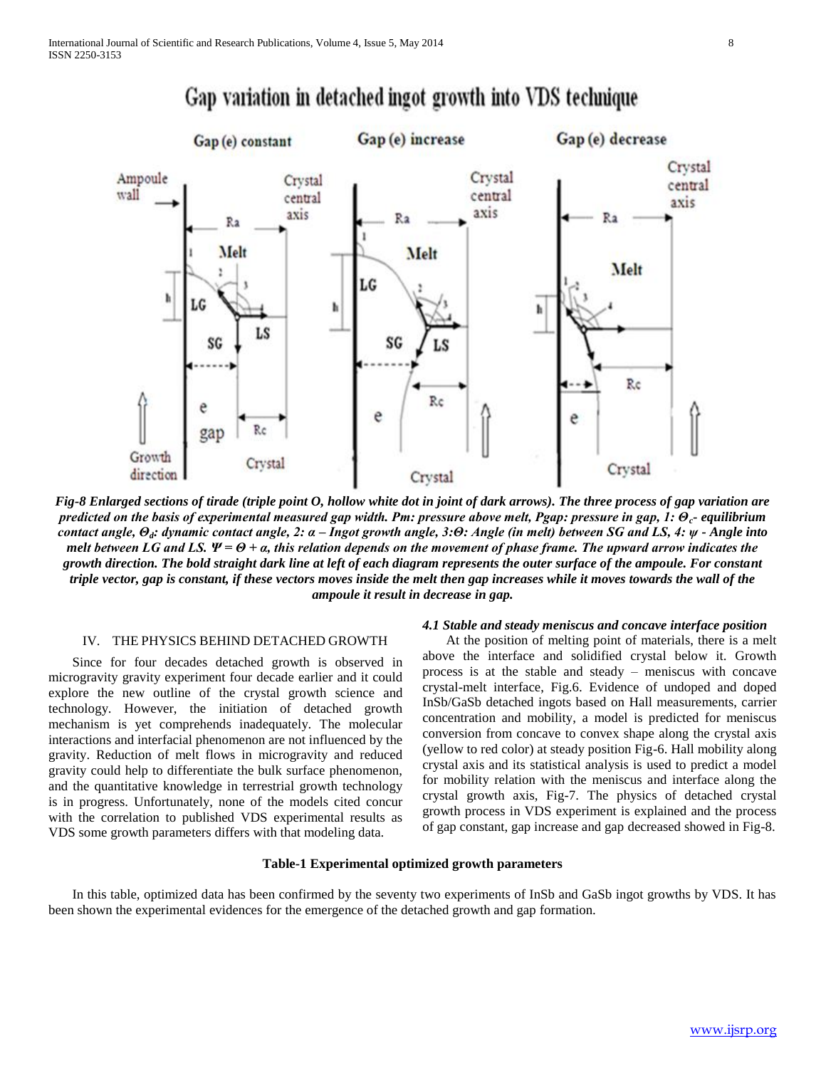*Fig-8 Enlarged sections of tirade (triple point O, hollow white dot in joint of dark arrows). The three process of gap variation are predicted on the basis of experimental measured gap width. Pm: pressure above melt, Pgap: pressure in gap, 1: $\Theta_c$- equilibrium contact angle, $\Theta_d$: dynamic contact angle, 2: $\alpha$ – Ingot growth angle, 3:$\Theta$: Angle (in melt) between SG and LS, 4: $\psi$ - Angle into melt between LG and LS. $\Psi = \Theta + \alpha$, this relation depends on the movement of phase frame. The upward arrow indicates the growth direction. The bold straight dark line at left of each diagram represents the outer surface of the ampoule. For constant triple vector, gap is constant, if these vectors moves inside the melt then gap increases while it moves towards the wall of the ampoule it result in decrease in gap.*

## IV. THE PHYSICS BEHIND DETACHED GROWTH

Since for four decades detached growth is observed in microgravity gravity experiment four decade earlier and it could explore the new outline of the crystal growth science and technology. However, the initiation of detached growth mechanism is yet comprehends inadequately. The molecular interactions and interfacial phenomenon are not influenced by the gravity. Reduction of melt flows in microgravity and reduced gravity could help to differentiate the bulk surface phenomenon, and the quantitative knowledge in terrestrial growth technology is in progress. Unfortunately, none of the models cited concur with the correlation to published VDS experimental results as VDS some growth parameters differs with that modeling data.

### *4.1 Stable and steady meniscus and concave interface position*

At the position of melting point of materials, there is a melt above the interface and solidified crystal below it. Growth process is at the stable and steady – meniscus with concave crystal-melt interface, Fig.6. Evidence of undoped and doped InSb/GaSb detached ingots based on Hall measurements, carrier concentration and mobility, a model is predicted for meniscus conversion from concave to convex shape along the crystal axis (yellow to red color) at steady position Fig-6. Hall mobility along crystal axis and its statistical analysis is used to predict a model for mobility relation with the meniscus and interface along the crystal growth axis, Fig-7. The physics of detached crystal growth process in VDS experiment is explained and the process of gap constant, gap increase and gap decreased showed in Fig-8.

**Table-1 Experimental optimized growth parameters**

In this table, optimized data has been confirmed by the seventy two experiments of InSb and GaSb ingot growths by VDS. It has been shown the experimental evidences for the emergence of the detached growth and gap formation.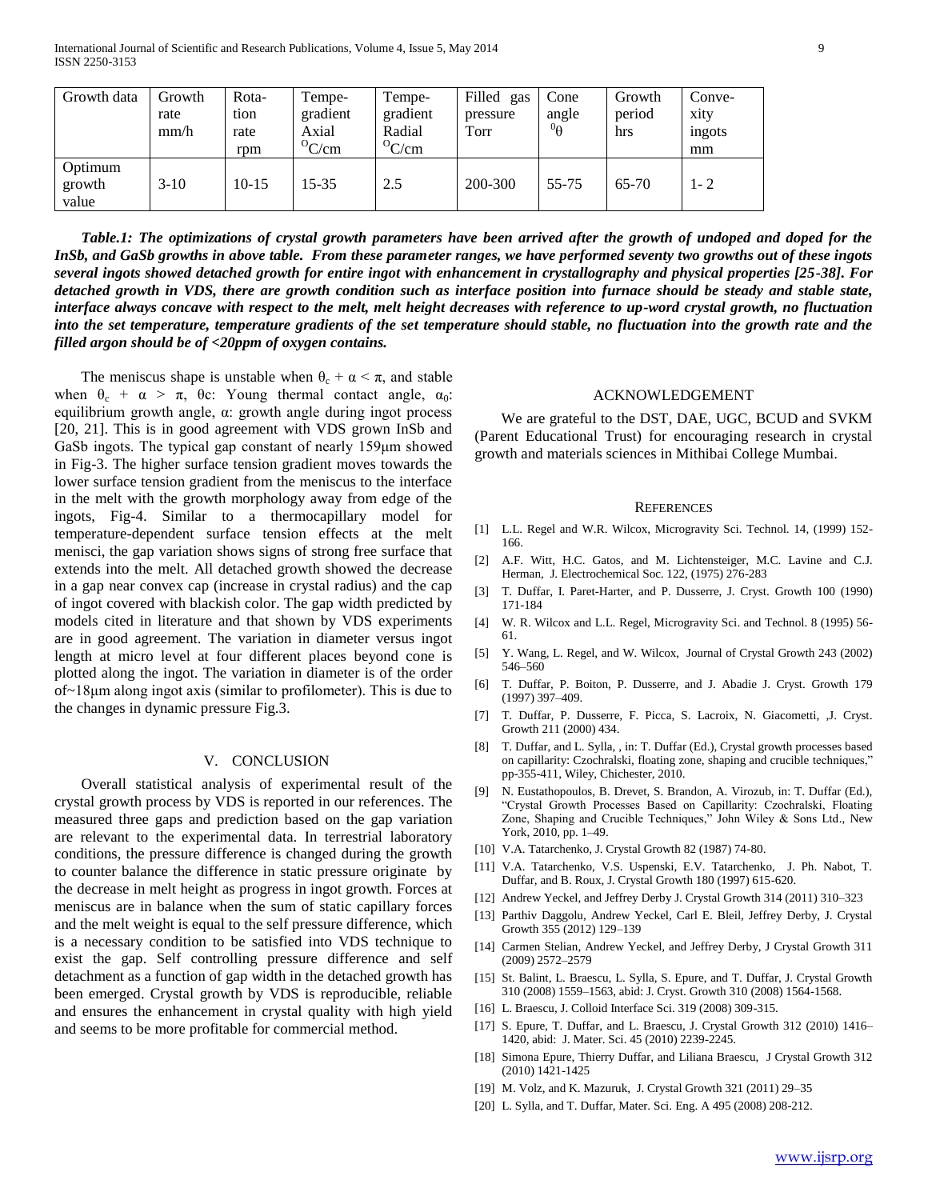| Growth data | Growth rate mm/h | Rota-tion rate rpm | Tempe-gradient Axial $^{O}C/cm$ | Tempe-gradient Radial $^{O}C/cm$ | Filled gas pressure Torr | Cone angle $^{0}\theta$ | Growth period hrs | Conve-xity ingots mm |
|---|---|---|---|---|---|---|---|---|
| Optimum growth value | 3-10 | 10-15 | 15-35 | 2.5 | 200-300 | 55-75 | 65-70 | 1- 2 |

***Table.1: The optimizations of crystal growth parameters have been arrived after the growth of undoped and doped for the InSb, and GaSb growths in above table. From these parameter ranges, we have performed seventy two growths out of these ingots several ingots showed detached growth for entire ingot with enhancement in crystallography and physical properties [25-38]. For detached growth in VDS, there are growth condition such as interface position into furnace should be steady and stable state, interface always concave with respect to the melt, melt height decreases with reference to up-word crystal growth, no fluctuation into the set temperature, temperature gradients of the set temperature should stable, no fluctuation into the growth rate and the filled argon should be of <20ppm of oxygen contains.***

The meniscus shape is unstable when $\theta_c + \alpha < \pi$, and stable when $\theta_c + \alpha > \pi$, θc: Young thermal contact angle, $\alpha_0$: equilibrium growth angle, α: growth angle during ingot process [20, 21]. This is in good agreement with VDS grown InSb and GaSb ingots. The typical gap constant of nearly 159μm showed in Fig-3. The higher surface tension gradient moves towards the lower surface tension gradient from the meniscus to the interface in the melt with the growth morphology away from edge of the ingots, Fig-4. Similar to a thermocapillary model for temperature-dependent surface tension effects at the melt menisci, the gap variation shows signs of strong free surface that extends into the melt. All detached growth showed the decrease in a gap near convex cap (increase in crystal radius) and the cap of ingot covered with blackish color. The gap width predicted by models cited in literature and that shown by VDS experiments are in good agreement. The variation in diameter versus ingot length at micro level at four different places beyond cone is plotted along the ingot. The variation in diameter is of the order of~18μm along ingot axis (similar to profilometer). This is due to the changes in dynamic pressure Fig.3.

## V. CONCLUSION

Overall statistical analysis of experimental result of the crystal growth process by VDS is reported in our references. The measured three gaps and prediction based on the gap variation are relevant to the experimental data. In terrestrial laboratory conditions, the pressure difference is changed during the growth to counter balance the difference in static pressure originate by the decrease in melt height as progress in ingot growth. Forces at meniscus are in balance when the sum of static capillary forces and the melt weight is equal to the self pressure difference, which is a necessary condition to be satisfied into VDS technique to exist the gap. Self controlling pressure difference and self detachment as a function of gap width in the detached growth has been emerged. Crystal growth by VDS is reproducible, reliable and ensures the enhancement in crystal quality with high yield and seems to be more profitable for commercial method.

## ACKNOWLEDGEMENT

We are grateful to the DST, DAE, UGC, BCUD and SVKM (Parent Educational Trust) for encouraging research in crystal growth and materials sciences in Mithibai College Mumbai.

## REFERENCES

[1] L.L. Regel and W.R. Wilcox, Microgravity Sci. Technol. 14, (1999) 152-166.

[2] A.F. Witt, H.C. Gatos, and M. Lichtensteiger, M.C. Lavine and C.J. Herman, J. Electrochemical Soc. 122, (1975) 276-283

[3] T. Duffar, I. Paret-Harter, and P. Dusserre, J. Cryst. Growth 100 (1990) 171-184

[4] W. R. Wilcox and L.L. Regel, Microgravity Sci. and Technol. 8 (1995) 56-61.

[5] Y. Wang, L. Regel, and W. Wilcox, Journal of Crystal Growth 243 (2002) 546–560

[6] T. Duffar, P. Boiton, P. Dusserre, and J. Abadie J. Cryst. Growth 179 (1997) 397–409.

[7] T. Duffar, P. Dusserre, F. Picca, S. Lacroix, N. Giacometti, ,J. Cryst. Growth 211 (2000) 434.

[8] T. Duffar, and L. Sylla, , in: T. Duffar (Ed.), Crystal growth processes based on capillarity: Czochralski, floating zone, shaping and crucible techniques," pp-355-411, Wiley, Chichester, 2010.

[9] N. Eustathopoulos, B. Drevet, S. Brandon, A. Virozub, in: T. Duffar (Ed.), "Crystal Growth Processes Based on Capillarity: Czochralski, Floating Zone, Shaping and Crucible Techniques," John Wiley & Sons Ltd., New York, 2010, pp. 1–49.

[10] V.A. Tatarchenko, J. Crystal Growth 82 (1987) 74-80.

[11] V.A. Tatarchenko, V.S. Uspenski, E.V. Tatarchenko, J. Ph. Nabot, T. Duffar, and B. Roux, J. Crystal Growth 180 (1997) 615-620.

[12] Andrew Yeckel, and Jeffrey Derby J. Crystal Growth 314 (2011) 310–323

[13] Parthiv Daggolu, Andrew Yeckel, Carl E. Bleil, Jeffrey Derby, J. Crystal Growth 355 (2012) 129–139

[14] Carmen Stelian, Andrew Yeckel, and Jeffrey Derby, J Crystal Growth 311 (2009) 2572–2579

[15] St. Balint, L. Braescu, L. Sylla, S. Epure, and T. Duffar, J. Crystal Growth 310 (2008) 1559–1563, abid: J. Cryst. Growth 310 (2008) 1564-1568.

[16] L. Braescu, J. Colloid Interface Sci. 319 (2008) 309-315.

[17] S. Epure, T. Duffar, and L. Braescu, J. Crystal Growth 312 (2010) 1416–1420, abid: J. Mater. Sci. 45 (2010) 2239-2245.

[18] Simona Epure, Thierry Duffar, and Liliana Braescu, J Crystal Growth 312 (2010) 1421-1425

[19] M. Volz, and K. Mazuruk, J. Crystal Growth 321 (2011) 29–35

[20] L. Sylla, and T. Duffar, Mater. Sci. Eng. A 495 (2008) 208-212.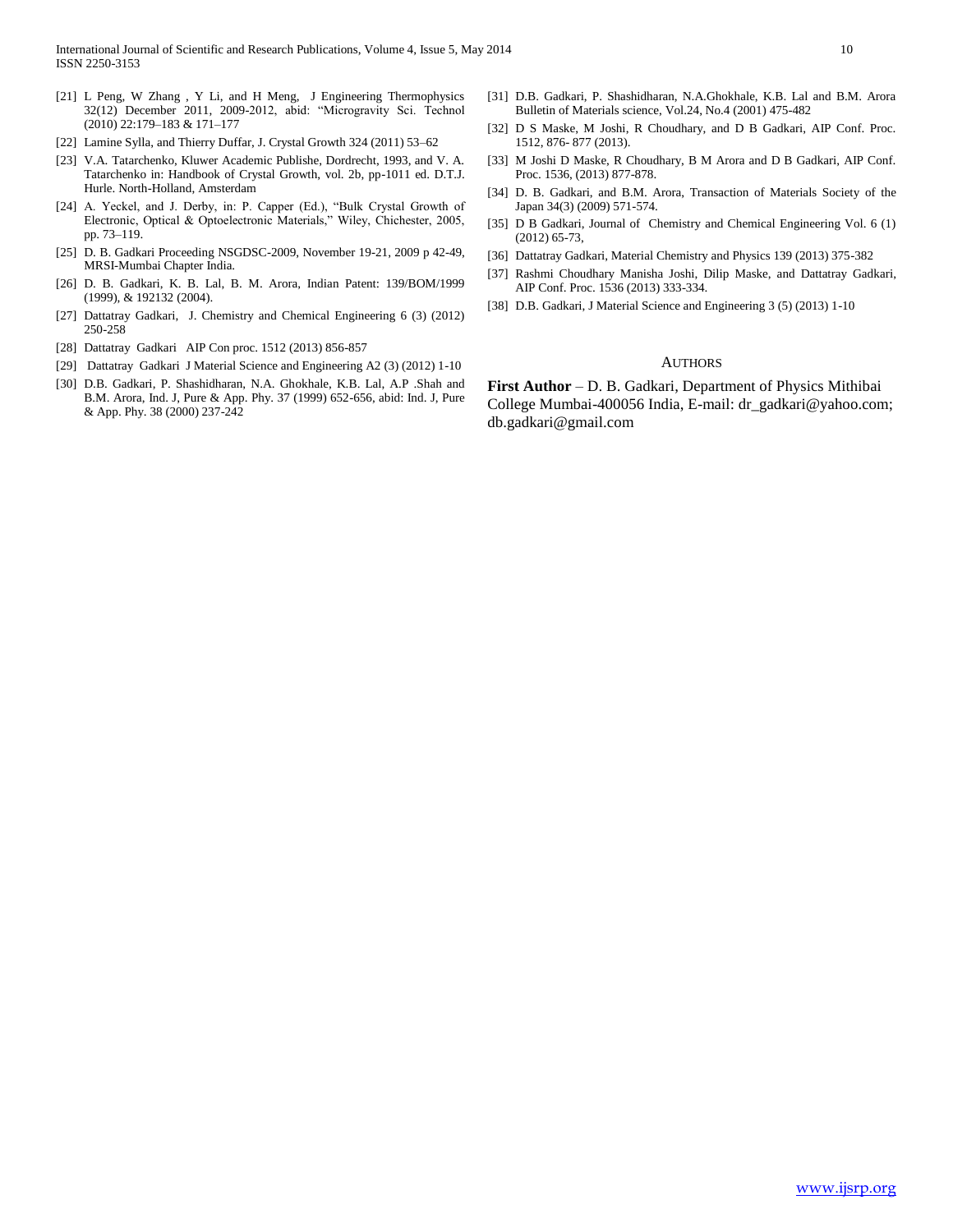[21] L Peng, W Zhang , Y Li, and H Meng, J Engineering Thermophysics 32(12) December 2011, 2009-2012, abid: "Microgravity Sci. Technol (2010) 22:179–183 & 171–177

[22] Lamine Sylla, and Thierry Duffar, J. Crystal Growth 324 (2011) 53–62

[23] V.A. Tatarchenko, Kluwer Academic Publishe, Dordrecht, 1993, and V. A. Tatarchenko in: Handbook of Crystal Growth, vol. 2b, pp-1011 ed. D.T.J. Hurle. North-Holland, Amsterdam

[24] A. Yeckel, and J. Derby, in: P. Capper (Ed.), "Bulk Crystal Growth of Electronic, Optical & Optoelectronic Materials," Wiley, Chichester, 2005, pp. 73–119.

[25] D. B. Gadkari Proceeding NSGDSC-2009, November 19-21, 2009 p 42-49, MRSI-Mumbai Chapter India.

[26] D. B. Gadkari, K. B. Lal, B. M. Arora, Indian Patent: 139/BOM/1999 (1999), & 192132 (2004).

[27] Dattatray Gadkari, J. Chemistry and Chemical Engineering 6 (3) (2012) 250-258

[28] Dattatray Gadkari AIP Con proc. 1512 (2013) 856-857

[29] Dattatray Gadkari J Material Science and Engineering A2 (3) (2012) 1-10

[30] D.B. Gadkari, P. Shashidharan, N.A. Ghokhale, K.B. Lal, A.P .Shah and B.M. Arora, Ind. J, Pure & App. Phy. 37 (1999) 652-656, abid: Ind. J, Pure & App. Phy. 38 (2000) 237-242

[31] D.B. Gadkari, P. Shashidharan, N.A.Ghokhale, K.B. Lal and B.M. Arora Bulletin of Materials science, Vol.24, No.4 (2001) 475-482

[32] D S Maske, M Joshi, R Choudhary, and D B Gadkari, AIP Conf. Proc. 1512, 876- 877 (2013).

[33] M Joshi D Maske, R Choudhary, B M Arora and D B Gadkari, AIP Conf. Proc. 1536, (2013) 877-878.

[34] D. B. Gadkari, and B.M. Arora, Transaction of Materials Society of the Japan 34(3) (2009) 571-574.

[35] D B Gadkari, Journal of Chemistry and Chemical Engineering Vol. 6 (1) (2012) 65-73,

[36] Dattatray Gadkari, Material Chemistry and Physics 139 (2013) 375-382

[37] Rashmi Choudhary Manisha Joshi, Dilip Maske, and Dattatray Gadkari, AIP Conf. Proc. 1536 (2013) 333-334.

[38] D.B. Gadkari, J Material Science and Engineering 3 (5) (2013) 1-10

## AUTHORS

**First Author** – D. B. Gadkari, Department of Physics Mithibai College Mumbai-400056 India, E-mail: dr_gadkari@yahoo.com; db.gadkari@gmail.com